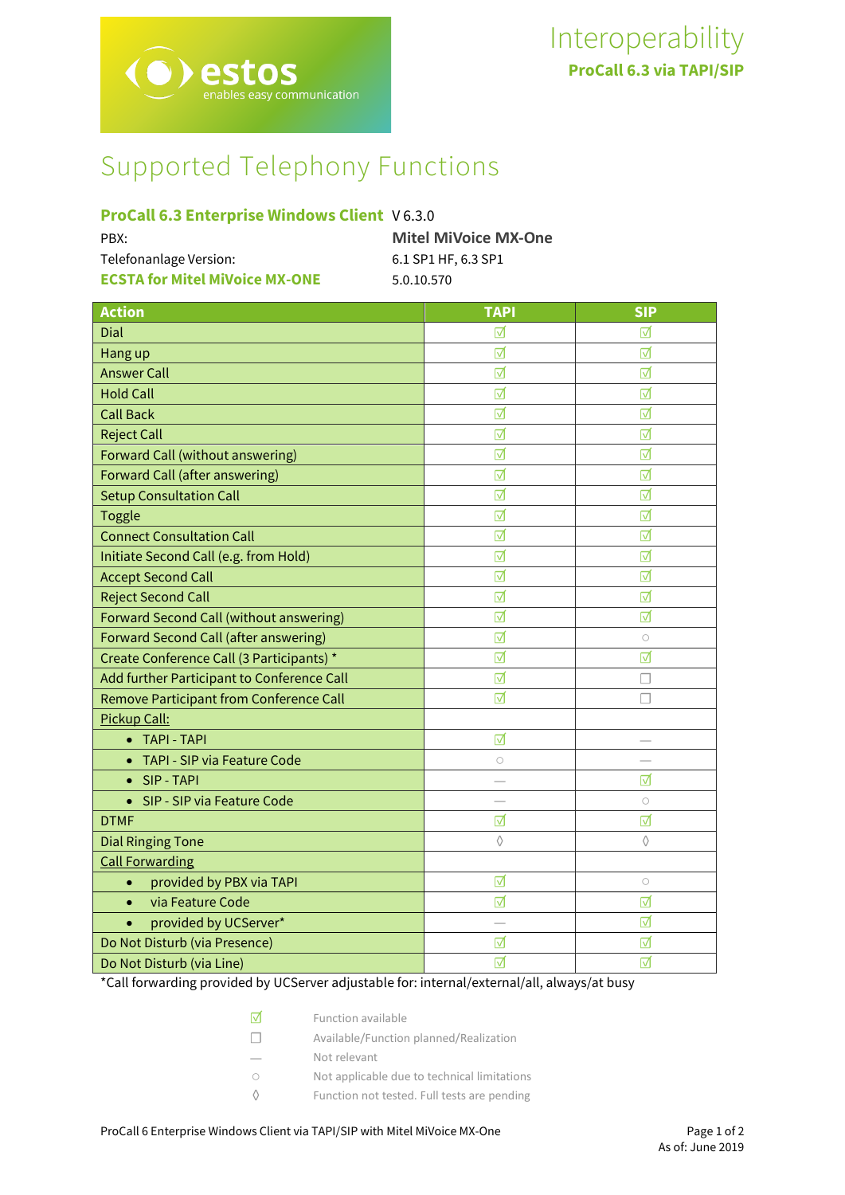# Interoperability

**ProCall 6.3 via TAPI/SIP**

# Supported Telephony Functions

| | |
|---|---|
| **ProCall 6.3 Enterprise Windows Client** | V 6.3.0 |
| PBX: | **Mitel MiVoice MX-One** |
| Telefonanlage Version: | 6.1 SP1 HF, 6.3 SP1 |
| **ECSTA for Mitel MiVoice MX-ONE** | 5.0.10.570 |

| Action | TAPI | SIP |
|---|---|---|
| Dial | ☑ | ☑ |
| Hang up | ☑ | ☑ |
| Answer Call | ☑ | ☑ |
| Hold Call | ☑ | ☑ |
| Call Back | ☑ | ☑ |
| Reject Call | ☑ | ☑ |
| Forward Call (without answering) | ☑ | ☑ |
| Forward Call (after answering) | ☑ | ☑ |
| Setup Consultation Call | ☑ | ☑ |
| Toggle | ☑ | ☑ |
| Connect Consultation Call | ☑ | ☑ |
| Initiate Second Call (e.g. from Hold) | ☑ | ☑ |
| Accept Second Call | ☑ | ☑ |
| Reject Second Call | ☑ | ☑ |
| Forward Second Call (without answering) | ☑ | ☑ |
| Forward Second Call (after answering) | ☑ | ○ |
| Create Conference Call (3 Participants) * | ☑ | ☑ |
| Add further Participant to Conference Call | ☑ | ☐ |
| Remove Participant from Conference Call | ☑ | ☐ |
| <u>Pickup Call:</u> | | |
| • TAPI - TAPI | ☑ | — |
| • TAPI - SIP via Feature Code | ○ | — |
| • SIP - TAPI | — | ☑ |
| • SIP - SIP via Feature Code | — | ○ |
| DTMF | ☑ | ☑ |
| Dial Ringing Tone | ◊ | ◊ |
| <u>Call Forwarding</u> | | |
| • provided by PBX via TAPI | ☑ | ○ |
| • via Feature Code | ☑ | ☑ |
| • provided by UCServer* | — | ☑ |
| Do Not Disturb (via Presence) | ☑ | ☑ |
| Do Not Disturb (via Line) | ☑ | ☑ |

*Call forwarding provided by UCServer adjustable for: internal/external/all, always/at busy

| | |
|---|---|
| ☑ | Function available |
| ☐ | Available/Function planned/Realization |
| — | Not relevant |
| ○ | Not applicable due to technical limitations |
| ◊ | Function not tested. Full tests are pending |

ProCall 6 Enterprise Windows Client via TAPI/SIP with Mitel MiVoice MX-One

As of: June 2019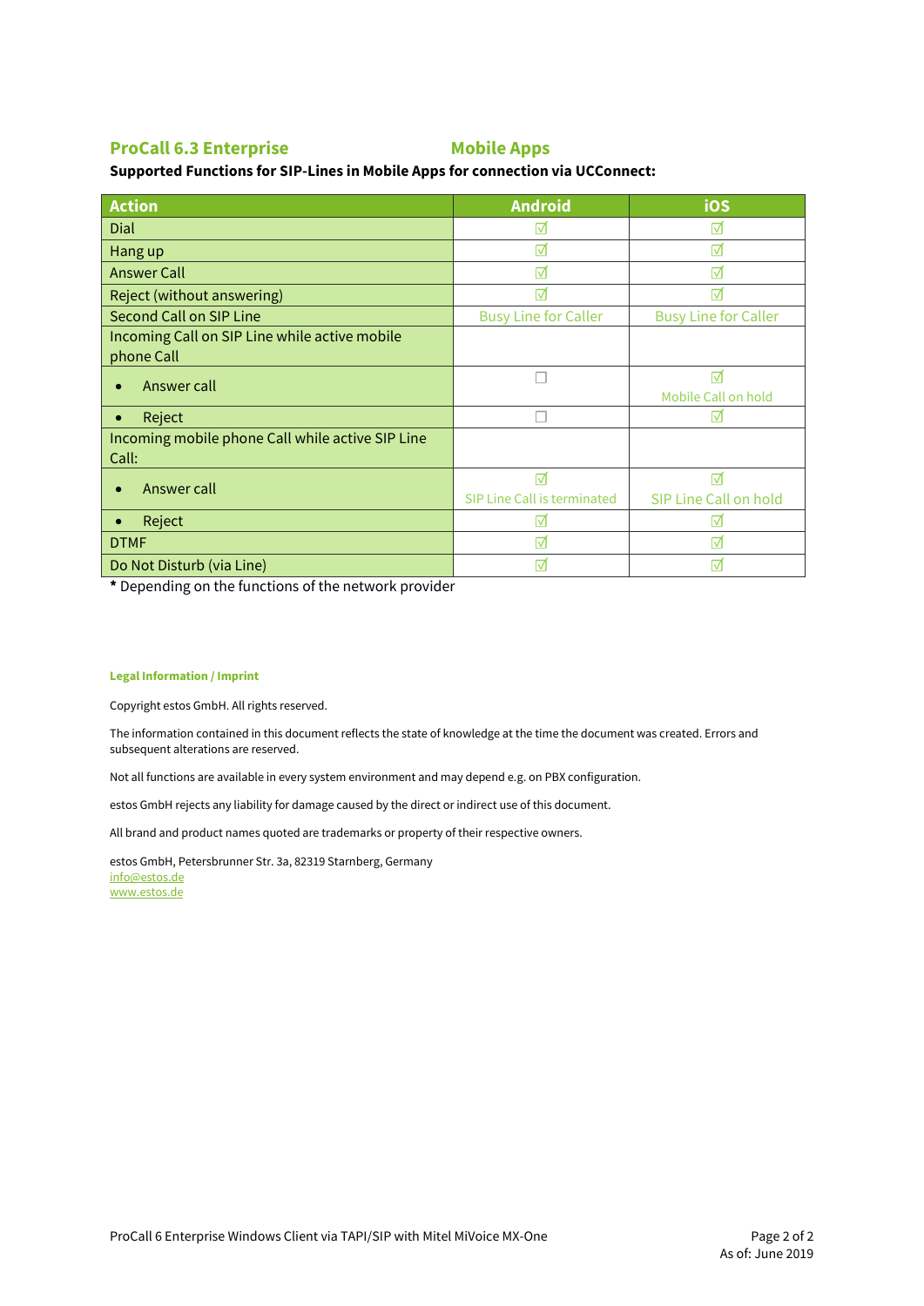## ProCall 6.3 Enterprise Mobile Apps

**Supported Functions for SIP-Lines in Mobile Apps for connection via UCConnect:**

| Action | Android | iOS |
|---|---|---|
| Dial | ☑ | ☑ |
| Hang up | ☑ | ☑ |
| Answer Call | ☑ | ☑ |
| Reject (without answering) | ☑ | ☑ |
| Second Call on SIP Line | Busy Line for Caller | Busy Line for Caller |
| Incoming Call on SIP Line while active mobile phone Call | | |
| • Answer call | ☐ | ☑ Mobile Call on hold |
| • Reject | ☐ | ☑ |
| Incoming mobile phone Call while active SIP Line Call: | | |
| • Answer call | ☑ SIP Line Call is terminated | ☑ SIP Line Call on hold |
| • Reject | ☑ | ☑ |
| DTMF | ☑ | ☑ |
| Do Not Disturb (via Line) | ☑ | ☑ |

**\*** Depending on the functions of the network provider

**Legal Information / Imprint**

Copyright estos GmbH. All rights reserved.

The information contained in this document reflects the state of knowledge at the time the document was created. Errors and subsequent alterations are reserved.

Not all functions are available in every system environment and may depend e.g. on PBX configuration.

estos GmbH rejects any liability for damage caused by the direct or indirect use of this document.

All brand and product names quoted are trademarks or property of their respective owners.

estos GmbH, Petersbrunner Str. 3a, 82319 Starnberg, Germany
info@estos.de
www.estos.de